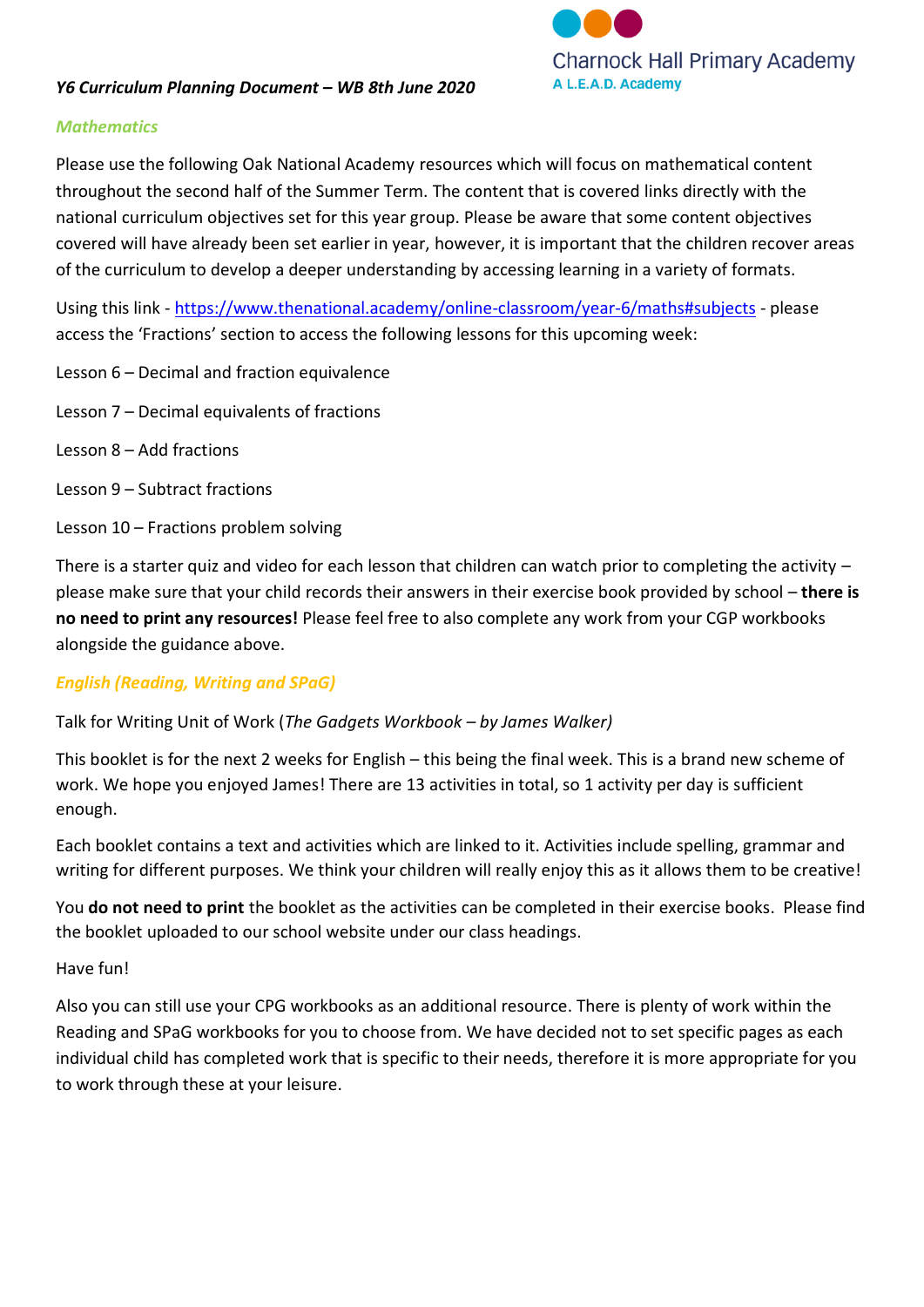Charnock Hall Primary Academy
A L.E.A.D. Academy

***Y6 Curriculum Planning Document – WB 8th June 2020***

***Mathematics***

Please use the following Oak National Academy resources which will focus on mathematical content throughout the second half of the Summer Term. The content that is covered links directly with the national curriculum objectives set for this year group. Please be aware that some content objectives covered will have already been set earlier in year, however, it is important that the children recover areas of the curriculum to develop a deeper understanding by accessing learning in a variety of formats.

Using this link - https://www.thenational.academy/online-classroom/year-6/maths#subjects - please access the 'Fractions' section to access the following lessons for this upcoming week:

Lesson 6 – Decimal and fraction equivalence

Lesson 7 – Decimal equivalents of fractions

Lesson 8 – Add fractions

Lesson 9 – Subtract fractions

Lesson 10 – Fractions problem solving

There is a starter quiz and video for each lesson that children can watch prior to completing the activity – please make sure that your child records their answers in their exercise book provided by school – **there is no need to print any resources!** Please feel free to also complete any work from your CGP workbooks alongside the guidance above.

***English (Reading, Writing and SPaG)***

Talk for Writing Unit of Work (*The Gadgets Workbook – by James Walker)*

This booklet is for the next 2 weeks for English – this being the final week. This is a brand new scheme of work. We hope you enjoyed James! There are 13 activities in total, so 1 activity per day is sufficient enough.

Each booklet contains a text and activities which are linked to it. Activities include spelling, grammar and writing for different purposes. We think your children will really enjoy this as it allows them to be creative!

You **do not need to print** the booklet as the activities can be completed in their exercise books. Please find the booklet uploaded to our school website under our class headings.

Have fun!

Also you can still use your CPG workbooks as an additional resource. There is plenty of work within the Reading and SPaG workbooks for you to choose from. We have decided not to set specific pages as each individual child has completed work that is specific to their needs, therefore it is more appropriate for you to work through these at your leisure.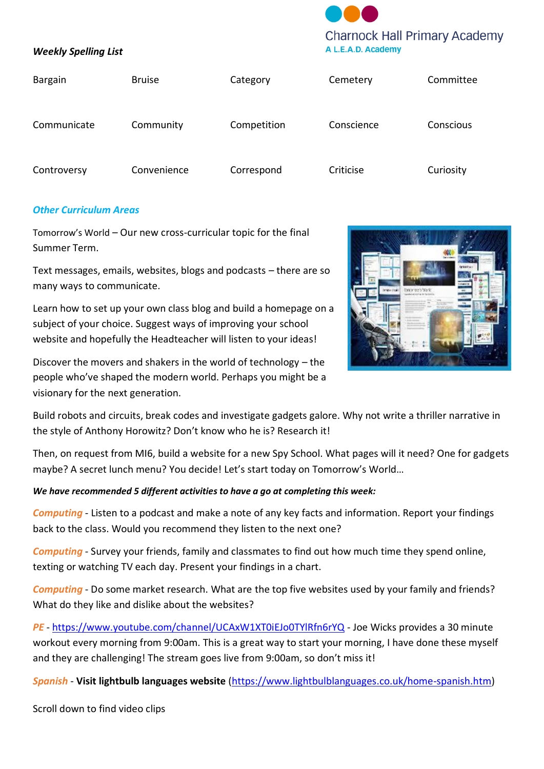*Weekly Spelling List*

| Bargain | Bruise | Category | Cemetery | Committee |
|---|---|---|---|---|
| Communicate | Community | Competition | Conscience | Conscious |
| Controversy | Convenience | Correspond | Criticise | Curiosity |

***Other Curriculum Areas***

Tomorrow's World – Our new cross-curricular topic for the final Summer Term.

Text messages, emails, websites, blogs and podcasts – there are so many ways to communicate.

Learn how to set up your own class blog and build a homepage on a subject of your choice. Suggest ways of improving your school website and hopefully the Headteacher will listen to your ideas!

Discover the movers and shakers in the world of technology – the people who've shaped the modern world. Perhaps you might be a visionary for the next generation.

Build robots and circuits, break codes and investigate gadgets galore. Why not write a thriller narrative in the style of Anthony Horowitz? Don't know who he is? Research it!

Then, on request from MI6, build a website for a new Spy School. What pages will it need? One for gadgets maybe? A secret lunch menu? You decide! Let's start today on Tomorrow's World…

***We have recommended 5 different activities to have a go at completing this week:***

*Computing* - Listen to a podcast and make a note of any key facts and information. Report your findings back to the class. Would you recommend they listen to the next one?

*Computing* - Survey your friends, family and classmates to find out how much time they spend online, texting or watching TV each day. Present your findings in a chart.

*Computing* - Do some market research. What are the top five websites used by your family and friends? What do they like and dislike about the websites?

*PE* - https://www.youtube.com/channel/UCAxW1XT0iEJo0TYlRfn6rYQ - Joe Wicks provides a 30 minute workout every morning from 9:00am. This is a great way to start your morning, I have done these myself and they are challenging! The stream goes live from 9:00am, so don't miss it!

*Spanish* - **Visit lightbulb languages website** (https://www.lightbulblanguages.co.uk/home-spanish.htm)

Scroll down to find video clips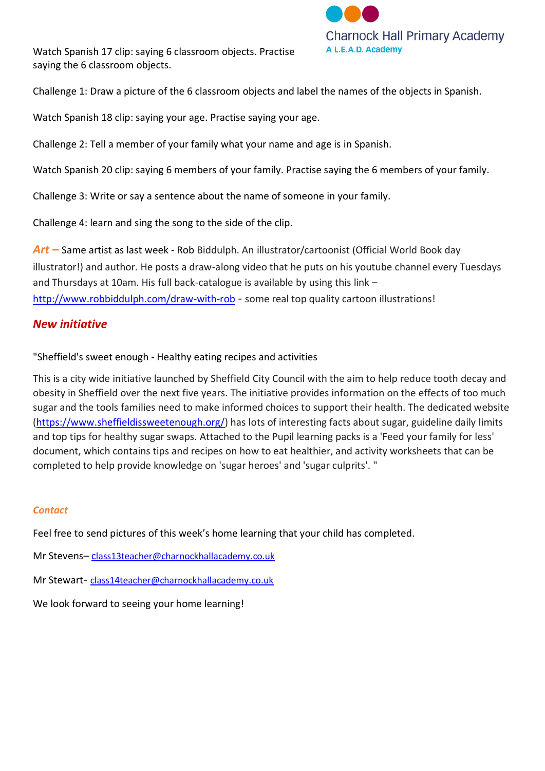Watch Spanish 17 clip: saying 6 classroom objects. Practise saying the 6 classroom objects.

Challenge 1: Draw a picture of the 6 classroom objects and label the names of the objects in Spanish.

Watch Spanish 18 clip: saying your age. Practise saying your age.

Challenge 2: Tell a member of your family what your name and age is in Spanish.

Watch Spanish 20 clip: saying 6 members of your family. Practise saying the 6 members of your family.

Challenge 3: Write or say a sentence about the name of someone in your family.

Challenge 4: learn and sing the song to the side of the clip.

***Art –*** Same artist as last week - Rob Biddulph. An illustrator/cartoonist (Official World Book day illustrator!) and author. He posts a draw-along video that he puts on his youtube channel every Tuesdays and Thursdays at 10am. His full back-catalogue is available by using this link – http://www.robbiddulph.com/draw-with-rob - some real top quality cartoon illustrations!

## ***New initiative***

"Sheffield's sweet enough - Healthy eating recipes and activities

This is a city wide initiative launched by Sheffield City Council with the aim to help reduce tooth decay and obesity in Sheffield over the next five years. The initiative provides information on the effects of too much sugar and the tools families need to make informed choices to support their health. The dedicated website (https://www.sheffieldissweetenough.org/) has lots of interesting facts about sugar, guideline daily limits and top tips for healthy sugar swaps. Attached to the Pupil learning packs is a 'Feed your family for less' document, which contains tips and recipes on how to eat healthier, and activity worksheets that can be completed to help provide knowledge on 'sugar heroes' and 'sugar culprits'. "

### ***Contact***

Feel free to send pictures of this week's home learning that your child has completed.

Mr Stevens– class13teacher@charnockhallacademy.co.uk

Mr Stewart- class14teacher@charnockhallacademy.co.uk

We look forward to seeing your home learning!